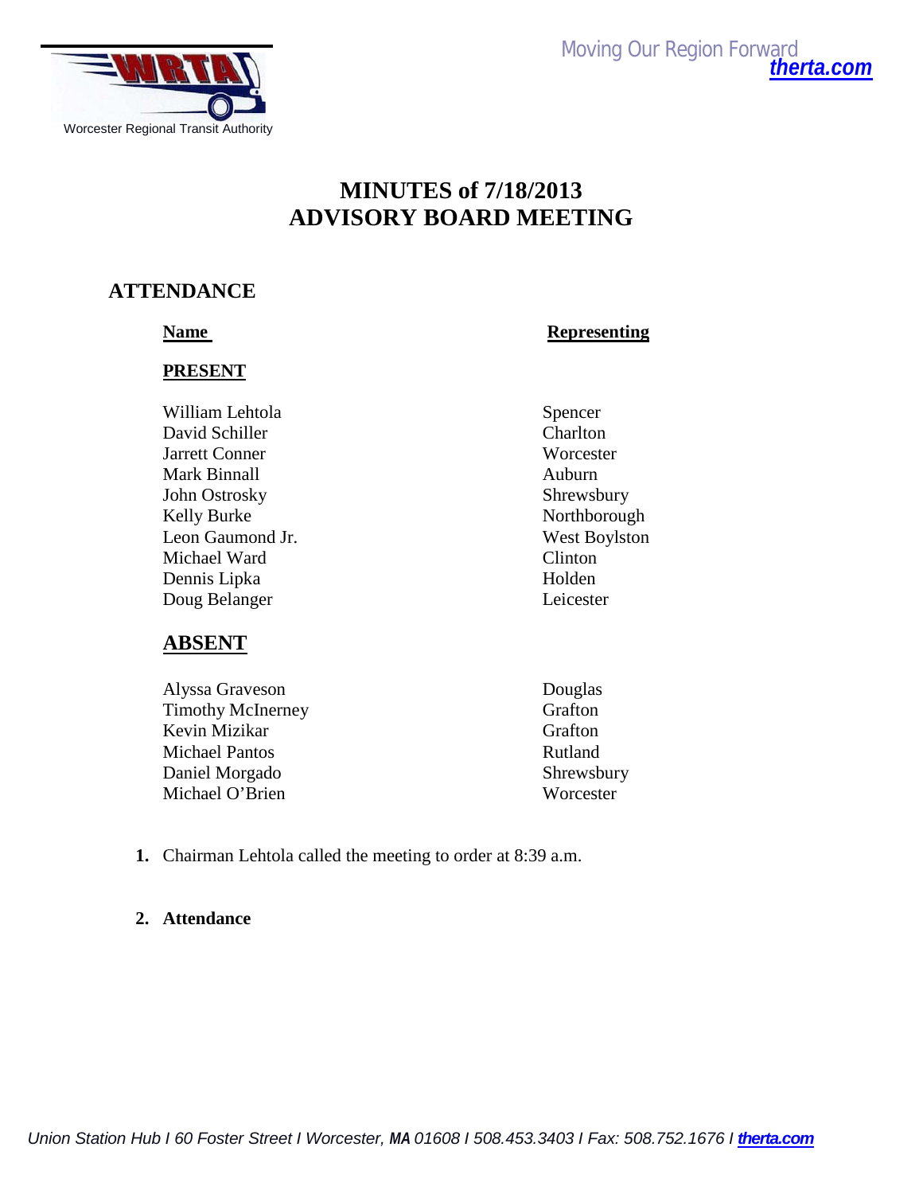Worcester Regional Transit Authority

Moving Our Region Forward
*therta.com*

# MINUTES of 7/18/2013
# ADVISORY BOARD MEETING

## ATTENDANCE

| Name | Representing |
|---|---|
| **PRESENT** | |
| William Lehtola | Spencer |
| David Schiller | Charlton |
| Jarrett Conner | Worcester |
| Mark Binnall | Auburn |
| John Ostrosky | Shrewsbury |
| Kelly Burke | Northborough |
| Leon Gaumond Jr. | West Boylston |
| Michael Ward | Clinton |
| Dennis Lipka | Holden |
| Doug Belanger | Leicester |
| **ABSENT** | |
| Alyssa Graveson | Douglas |
| Timothy McInerney | Grafton |
| Kevin Mizikar | Grafton |
| Michael Pantos | Rutland |
| Daniel Morgado | Shrewsbury |
| Michael O'Brien | Worcester |

1. Chairman Lehtola called the meeting to order at 8:39 a.m.

2. **Attendance**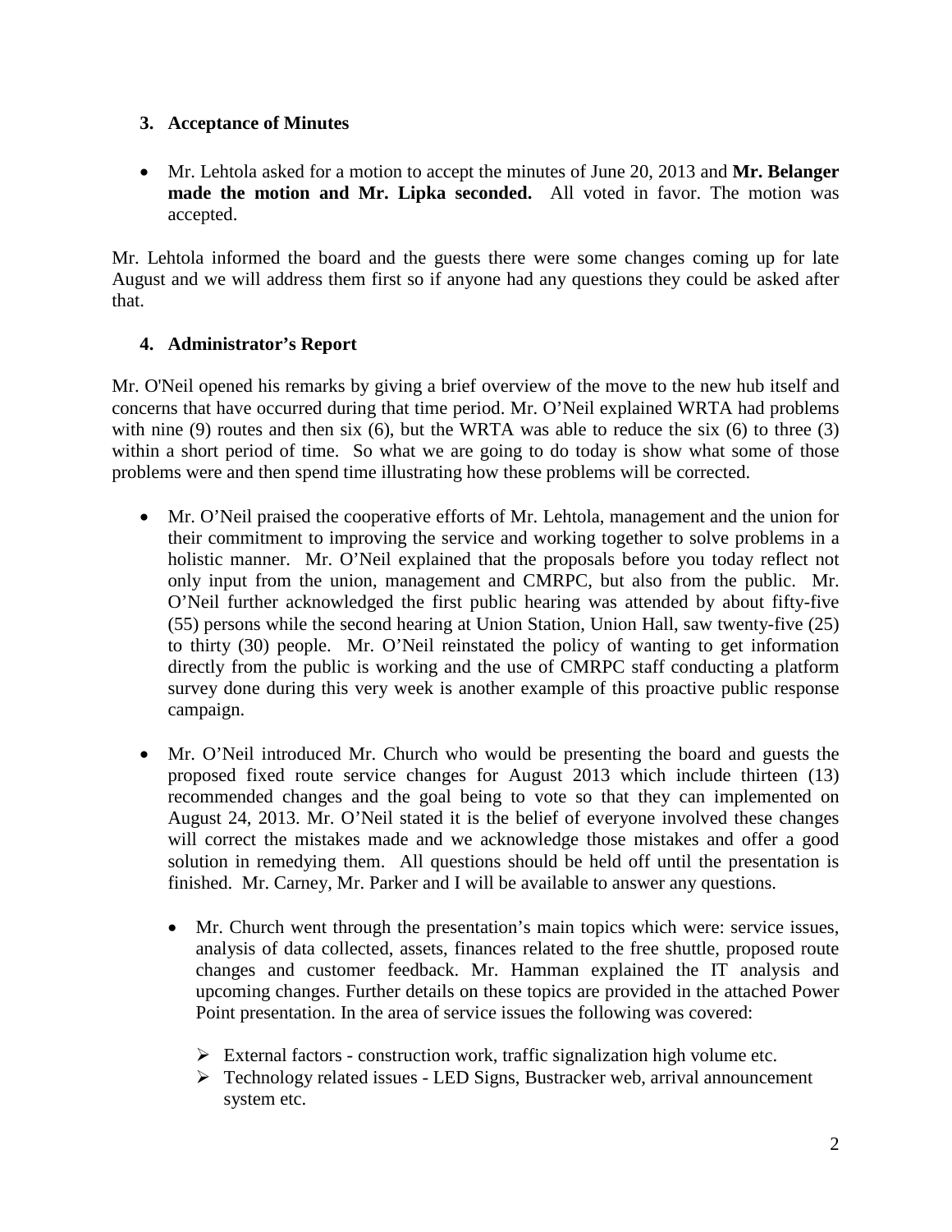### 3. Acceptance of Minutes

- Mr. Lehtola asked for a motion to accept the minutes of June 20, 2013 and **Mr. Belanger made the motion and Mr. Lipka seconded.** All voted in favor. The motion was accepted.

Mr. Lehtola informed the board and the guests there were some changes coming up for late August and we will address them first so if anyone had any questions they could be asked after that.

### 4. Administrator's Report

Mr. O'Neil opened his remarks by giving a brief overview of the move to the new hub itself and concerns that have occurred during that time period. Mr. O'Neil explained WRTA had problems with nine (9) routes and then six (6), but the WRTA was able to reduce the six (6) to three (3) within a short period of time. So what we are going to do today is show what some of those problems were and then spend time illustrating how these problems will be corrected.

- Mr. O'Neil praised the cooperative efforts of Mr. Lehtola, management and the union for their commitment to improving the service and working together to solve problems in a holistic manner. Mr. O'Neil explained that the proposals before you today reflect not only input from the union, management and CMRPC, but also from the public. Mr. O'Neil further acknowledged the first public hearing was attended by about fifty-five (55) persons while the second hearing at Union Station, Union Hall, saw twenty-five (25) to thirty (30) people. Mr. O'Neil reinstated the policy of wanting to get information directly from the public is working and the use of CMRPC staff conducting a platform survey done during this very week is another example of this proactive public response campaign.

- Mr. O'Neil introduced Mr. Church who would be presenting the board and guests the proposed fixed route service changes for August 2013 which include thirteen (13) recommended changes and the goal being to vote so that they can implemented on August 24, 2013. Mr. O'Neil stated it is the belief of everyone involved these changes will correct the mistakes made and we acknowledge those mistakes and offer a good solution in remedying them. All questions should be held off until the presentation is finished. Mr. Carney, Mr. Parker and I will be available to answer any questions.

  - Mr. Church went through the presentation's main topics which were: service issues, analysis of data collected, assets, finances related to the free shuttle, proposed route changes and customer feedback. Mr. Hamman explained the IT analysis and upcoming changes. Further details on these topics are provided in the attached Power Point presentation. In the area of service issues the following was covered:

    - External factors - construction work, traffic signalization high volume etc.
    - Technology related issues - LED Signs, Bustracker web, arrival announcement system etc.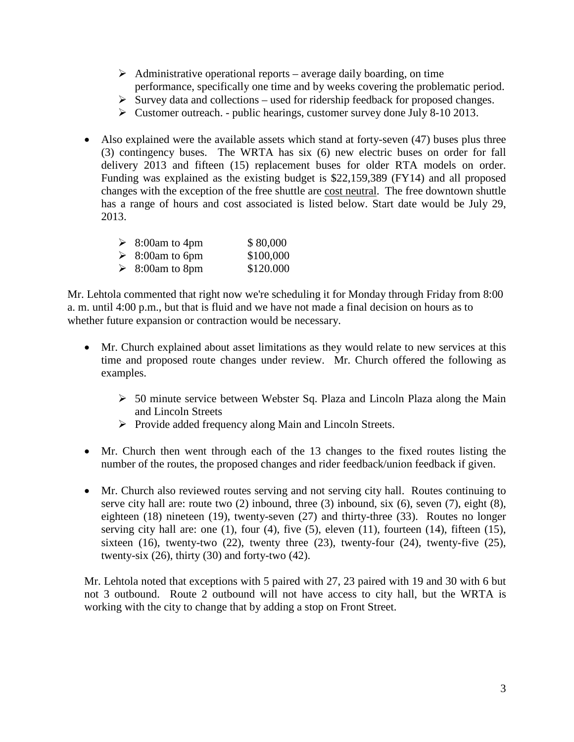- Administrative operational reports – average daily boarding, on time performance, specifically one time and by weeks covering the problematic period.
- Survey data and collections – used for ridership feedback for proposed changes.
- Customer outreach. - public hearings, customer survey done July 8-10 2013.

- Also explained were the available assets which stand at forty-seven (47) buses plus three (3) contingency buses. The WRTA has six (6) new electric buses on order for fall delivery 2013 and fifteen (15) replacement buses for older RTA models on order. Funding was explained as the existing budget is $22,159,389 (FY14) and all proposed changes with the exception of the free shuttle are <u>cost neutral</u>. The free downtown shuttle has a range of hours and cost associated is listed below. Start date would be July 29, 2013.

  - 8:00am to 4pm $ 80,000
  - 8:00am to 6pm $100,000
  - 8:00am to 8pm $120.000

Mr. Lehtola commented that right now we're scheduling it for Monday through Friday from 8:00 a. m. until 4:00 p.m., but that is fluid and we have not made a final decision on hours as to whether future expansion or contraction would be necessary.

- Mr. Church explained about asset limitations as they would relate to new services at this time and proposed route changes under review. Mr. Church offered the following as examples.

  - 50 minute service between Webster Sq. Plaza and Lincoln Plaza along the Main and Lincoln Streets
  - Provide added frequency along Main and Lincoln Streets.

- Mr. Church then went through each of the 13 changes to the fixed routes listing the number of the routes, the proposed changes and rider feedback/union feedback if given.

- Mr. Church also reviewed routes serving and not serving city hall. Routes continuing to serve city hall are: route two (2) inbound, three (3) inbound, six (6), seven (7), eight (8), eighteen (18) nineteen (19), twenty-seven (27) and thirty-three (33). Routes no longer serving city hall are: one (1), four (4), five (5), eleven (11), fourteen (14), fifteen (15), sixteen (16), twenty-two (22), twenty three (23), twenty-four (24), twenty-five (25), twenty-six (26), thirty (30) and forty-two (42).

Mr. Lehtola noted that exceptions with 5 paired with 27, 23 paired with 19 and 30 with 6 but not 3 outbound. Route 2 outbound will not have access to city hall, but the WRTA is working with the city to change that by adding a stop on Front Street.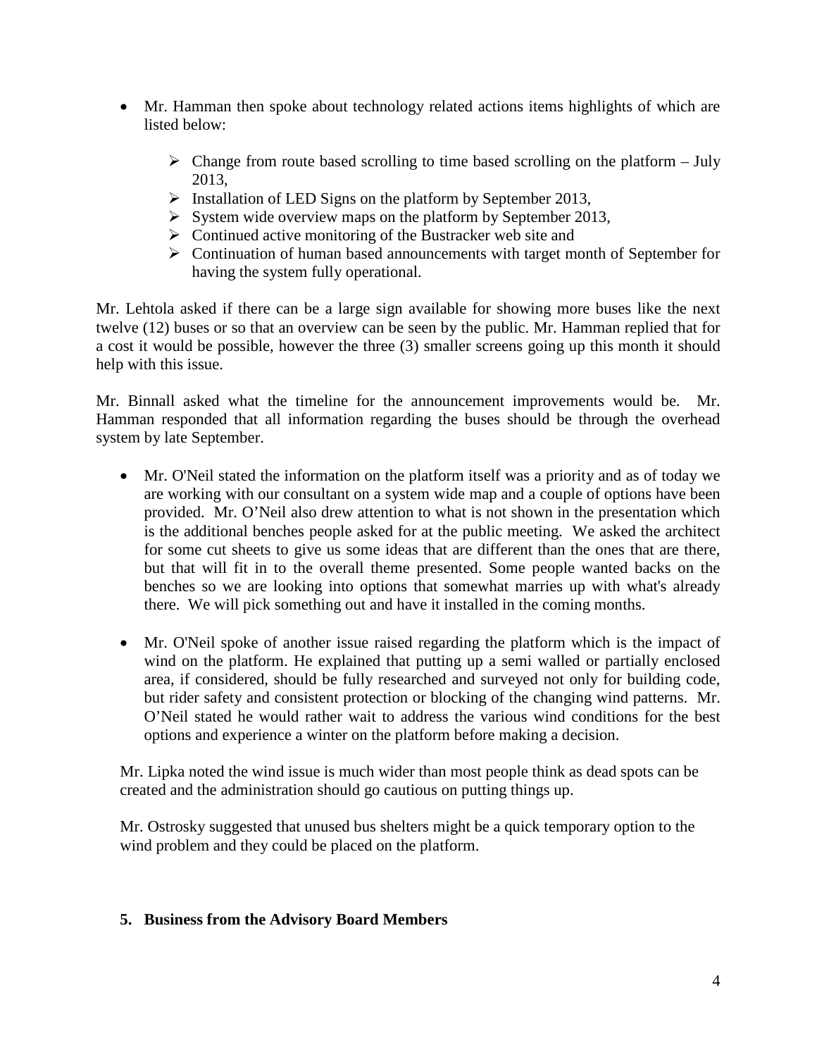- Mr. Hamman then spoke about technology related actions items highlights of which are listed below:

  - Change from route based scrolling to time based scrolling on the platform – July 2013,
  - Installation of LED Signs on the platform by September 2013,
  - System wide overview maps on the platform by September 2013,
  - Continued active monitoring of the Bustracker web site and
  - Continuation of human based announcements with target month of September for having the system fully operational.

Mr. Lehtola asked if there can be a large sign available for showing more buses like the next twelve (12) buses or so that an overview can be seen by the public. Mr. Hamman replied that for a cost it would be possible, however the three (3) smaller screens going up this month it should help with this issue.

Mr. Binnall asked what the timeline for the announcement improvements would be. Mr. Hamman responded that all information regarding the buses should be through the overhead system by late September.

- Mr. O'Neil stated the information on the platform itself was a priority and as of today we are working with our consultant on a system wide map and a couple of options have been provided. Mr. O'Neil also drew attention to what is not shown in the presentation which is the additional benches people asked for at the public meeting. We asked the architect for some cut sheets to give us some ideas that are different than the ones that are there, but that will fit in to the overall theme presented. Some people wanted backs on the benches so we are looking into options that somewhat marries up with what's already there. We will pick something out and have it installed in the coming months.

- Mr. O'Neil spoke of another issue raised regarding the platform which is the impact of wind on the platform. He explained that putting up a semi walled or partially enclosed area, if considered, should be fully researched and surveyed not only for building code, but rider safety and consistent protection or blocking of the changing wind patterns. Mr. O'Neil stated he would rather wait to address the various wind conditions for the best options and experience a winter on the platform before making a decision.

Mr. Lipka noted the wind issue is much wider than most people think as dead spots can be created and the administration should go cautious on putting things up.

Mr. Ostrosky suggested that unused bus shelters might be a quick temporary option to the wind problem and they could be placed on the platform.

**5. Business from the Advisory Board Members**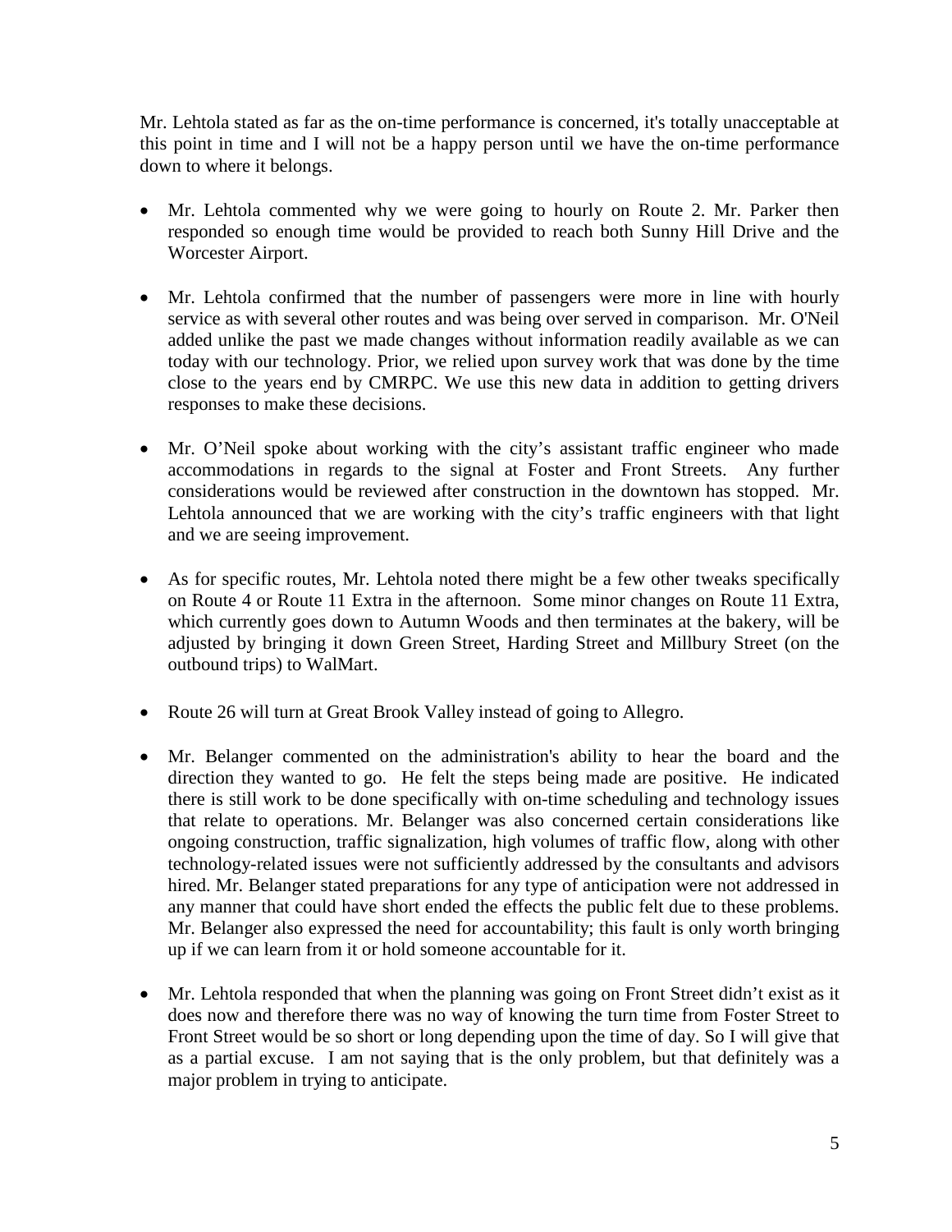Mr. Lehtola stated as far as the on-time performance is concerned, it's totally unacceptable at this point in time and I will not be a happy person until we have the on-time performance down to where it belongs.

- Mr. Lehtola commented why we were going to hourly on Route 2. Mr. Parker then responded so enough time would be provided to reach both Sunny Hill Drive and the Worcester Airport.

- Mr. Lehtola confirmed that the number of passengers were more in line with hourly service as with several other routes and was being over served in comparison. Mr. O'Neil added unlike the past we made changes without information readily available as we can today with our technology. Prior, we relied upon survey work that was done by the time close to the years end by CMRPC. We use this new data in addition to getting drivers responses to make these decisions.

- Mr. O'Neil spoke about working with the city's assistant traffic engineer who made accommodations in regards to the signal at Foster and Front Streets. Any further considerations would be reviewed after construction in the downtown has stopped. Mr. Lehtola announced that we are working with the city's traffic engineers with that light and we are seeing improvement.

- As for specific routes, Mr. Lehtola noted there might be a few other tweaks specifically on Route 4 or Route 11 Extra in the afternoon. Some minor changes on Route 11 Extra, which currently goes down to Autumn Woods and then terminates at the bakery, will be adjusted by bringing it down Green Street, Harding Street and Millbury Street (on the outbound trips) to WalMart.

- Route 26 will turn at Great Brook Valley instead of going to Allegro.

- Mr. Belanger commented on the administration's ability to hear the board and the direction they wanted to go. He felt the steps being made are positive. He indicated there is still work to be done specifically with on-time scheduling and technology issues that relate to operations. Mr. Belanger was also concerned certain considerations like ongoing construction, traffic signalization, high volumes of traffic flow, along with other technology-related issues were not sufficiently addressed by the consultants and advisors hired. Mr. Belanger stated preparations for any type of anticipation were not addressed in any manner that could have short ended the effects the public felt due to these problems. Mr. Belanger also expressed the need for accountability; this fault is only worth bringing up if we can learn from it or hold someone accountable for it.

- Mr. Lehtola responded that when the planning was going on Front Street didn't exist as it does now and therefore there was no way of knowing the turn time from Foster Street to Front Street would be so short or long depending upon the time of day. So I will give that as a partial excuse. I am not saying that is the only problem, but that definitely was a major problem in trying to anticipate.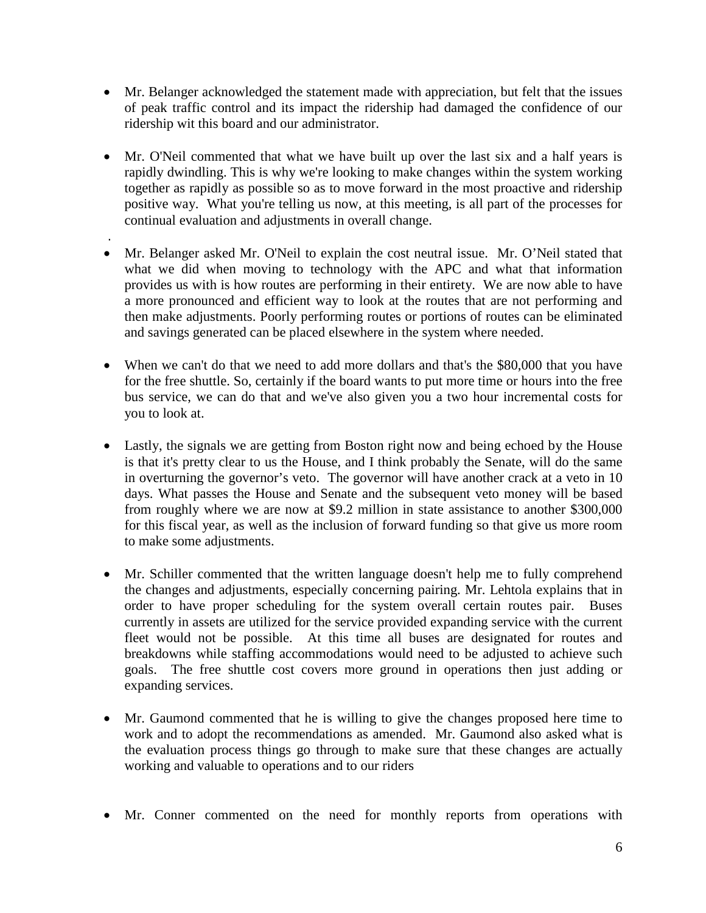- Mr. Belanger acknowledged the statement made with appreciation, but felt that the issues of peak traffic control and its impact the ridership had damaged the confidence of our ridership wit this board and our administrator.

- Mr. O'Neil commented that what we have built up over the last six and a half years is rapidly dwindling. This is why we're looking to make changes within the system working together as rapidly as possible so as to move forward in the most proactive and ridership positive way. What you're telling us now, at this meeting, is all part of the processes for continual evaluation and adjustments in overall change.

.

- Mr. Belanger asked Mr. O'Neil to explain the cost neutral issue. Mr. O'Neil stated that what we did when moving to technology with the APC and what that information provides us with is how routes are performing in their entirety. We are now able to have a more pronounced and efficient way to look at the routes that are not performing and then make adjustments. Poorly performing routes or portions of routes can be eliminated and savings generated can be placed elsewhere in the system where needed.

- When we can't do that we need to add more dollars and that's the $80,000 that you have for the free shuttle. So, certainly if the board wants to put more time or hours into the free bus service, we can do that and we've also given you a two hour incremental costs for you to look at.

- Lastly, the signals we are getting from Boston right now and being echoed by the House is that it's pretty clear to us the House, and I think probably the Senate, will do the same in overturning the governor's veto. The governor will have another crack at a veto in 10 days. What passes the House and Senate and the subsequent veto money will be based from roughly where we are now at $9.2 million in state assistance to another $300,000 for this fiscal year, as well as the inclusion of forward funding so that give us more room to make some adjustments.

- Mr. Schiller commented that the written language doesn't help me to fully comprehend the changes and adjustments, especially concerning pairing. Mr. Lehtola explains that in order to have proper scheduling for the system overall certain routes pair. Buses currently in assets are utilized for the service provided expanding service with the current fleet would not be possible. At this time all buses are designated for routes and breakdowns while staffing accommodations would need to be adjusted to achieve such goals. The free shuttle cost covers more ground in operations then just adding or expanding services.

- Mr. Gaumond commented that he is willing to give the changes proposed here time to work and to adopt the recommendations as amended. Mr. Gaumond also asked what is the evaluation process things go through to make sure that these changes are actually working and valuable to operations and to our riders

- Mr. Conner commented on the need for monthly reports from operations with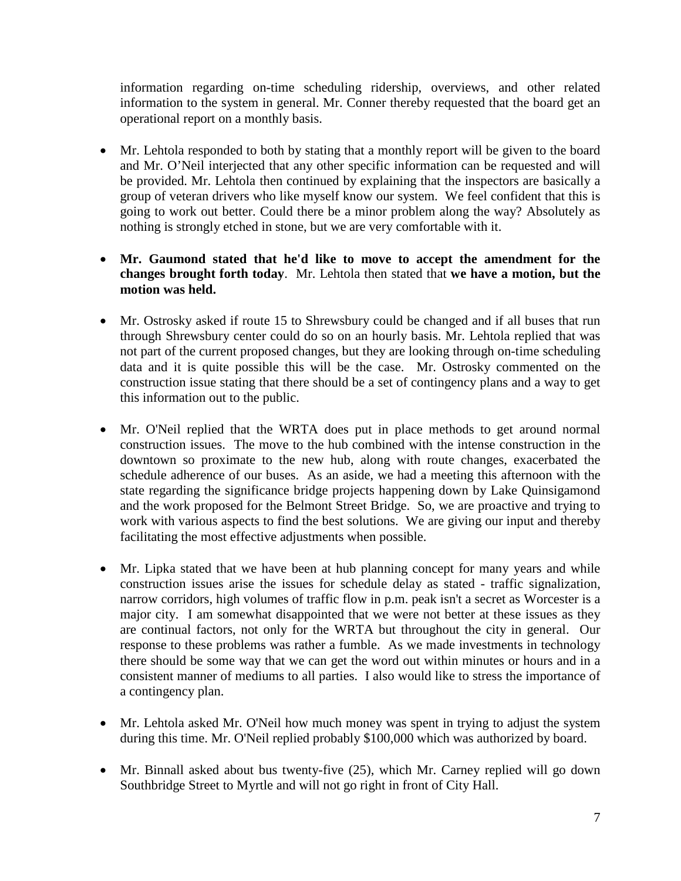information regarding on-time scheduling ridership, overviews, and other related information to the system in general. Mr. Conner thereby requested that the board get an operational report on a monthly basis.

- Mr. Lehtola responded to both by stating that a monthly report will be given to the board and Mr. O'Neil interjected that any other specific information can be requested and will be provided. Mr. Lehtola then continued by explaining that the inspectors are basically a group of veteran drivers who like myself know our system. We feel confident that this is going to work out better. Could there be a minor problem along the way? Absolutely as nothing is strongly etched in stone, but we are very comfortable with it.

- **Mr. Gaumond stated that he'd like to move to accept the amendment for the changes brought forth today**. Mr. Lehtola then stated that **we have a motion, but the motion was held.**

- Mr. Ostrosky asked if route 15 to Shrewsbury could be changed and if all buses that run through Shrewsbury center could do so on an hourly basis. Mr. Lehtola replied that was not part of the current proposed changes, but they are looking through on-time scheduling data and it is quite possible this will be the case. Mr. Ostrosky commented on the construction issue stating that there should be a set of contingency plans and a way to get this information out to the public.

- Mr. O'Neil replied that the WRTA does put in place methods to get around normal construction issues. The move to the hub combined with the intense construction in the downtown so proximate to the new hub, along with route changes, exacerbated the schedule adherence of our buses. As an aside, we had a meeting this afternoon with the state regarding the significance bridge projects happening down by Lake Quinsigamond and the work proposed for the Belmont Street Bridge. So, we are proactive and trying to work with various aspects to find the best solutions. We are giving our input and thereby facilitating the most effective adjustments when possible.

- Mr. Lipka stated that we have been at hub planning concept for many years and while construction issues arise the issues for schedule delay as stated - traffic signalization, narrow corridors, high volumes of traffic flow in p.m. peak isn't a secret as Worcester is a major city. I am somewhat disappointed that we were not better at these issues as they are continual factors, not only for the WRTA but throughout the city in general. Our response to these problems was rather a fumble. As we made investments in technology there should be some way that we can get the word out within minutes or hours and in a consistent manner of mediums to all parties. I also would like to stress the importance of a contingency plan.

- Mr. Lehtola asked Mr. O'Neil how much money was spent in trying to adjust the system during this time. Mr. O'Neil replied probably $100,000 which was authorized by board.

- Mr. Binnall asked about bus twenty-five (25), which Mr. Carney replied will go down Southbridge Street to Myrtle and will not go right in front of City Hall.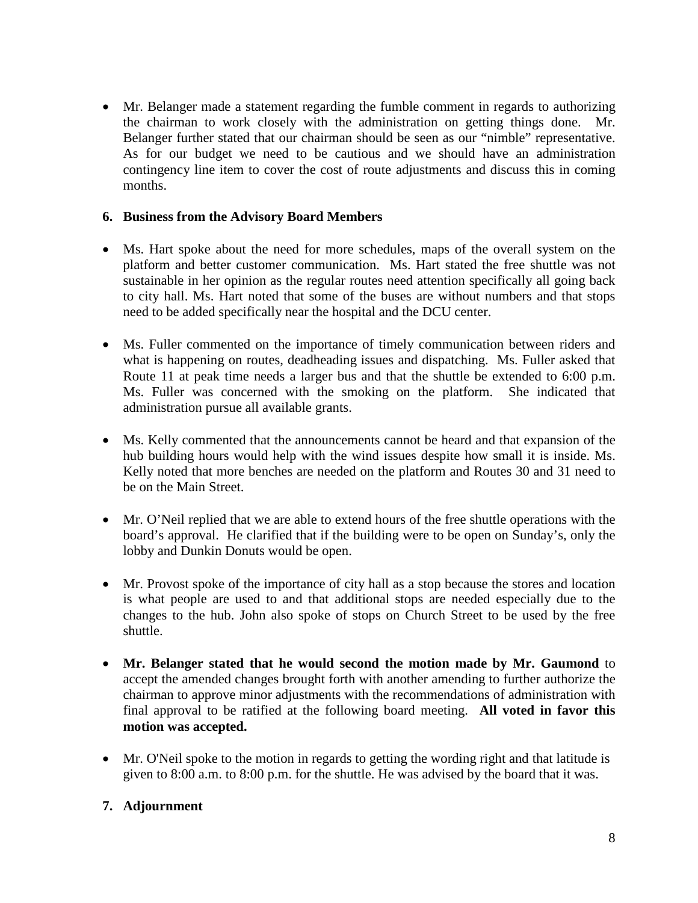- Mr. Belanger made a statement regarding the fumble comment in regards to authorizing the chairman to work closely with the administration on getting things done. Mr. Belanger further stated that our chairman should be seen as our "nimble" representative. As for our budget we need to be cautious and we should have an administration contingency line item to cover the cost of route adjustments and discuss this in coming months.

**6. Business from the Advisory Board Members**

- Ms. Hart spoke about the need for more schedules, maps of the overall system on the platform and better customer communication. Ms. Hart stated the free shuttle was not sustainable in her opinion as the regular routes need attention specifically all going back to city hall. Ms. Hart noted that some of the buses are without numbers and that stops need to be added specifically near the hospital and the DCU center.

- Ms. Fuller commented on the importance of timely communication between riders and what is happening on routes, deadheading issues and dispatching. Ms. Fuller asked that Route 11 at peak time needs a larger bus and that the shuttle be extended to 6:00 p.m. Ms. Fuller was concerned with the smoking on the platform. She indicated that administration pursue all available grants.

- Ms. Kelly commented that the announcements cannot be heard and that expansion of the hub building hours would help with the wind issues despite how small it is inside. Ms. Kelly noted that more benches are needed on the platform and Routes 30 and 31 need to be on the Main Street.

- Mr. O'Neil replied that we are able to extend hours of the free shuttle operations with the board's approval. He clarified that if the building were to be open on Sunday's, only the lobby and Dunkin Donuts would be open.

- Mr. Provost spoke of the importance of city hall as a stop because the stores and location is what people are used to and that additional stops are needed especially due to the changes to the hub. John also spoke of stops on Church Street to be used by the free shuttle.

- **Mr. Belanger stated that he would second the motion made by Mr. Gaumond** to accept the amended changes brought forth with another amending to further authorize the chairman to approve minor adjustments with the recommendations of administration with final approval to be ratified at the following board meeting. **All voted in favor this motion was accepted.**

- Mr. O'Neil spoke to the motion in regards to getting the wording right and that latitude is given to 8:00 a.m. to 8:00 p.m. for the shuttle. He was advised by the board that it was.

**7. Adjournment**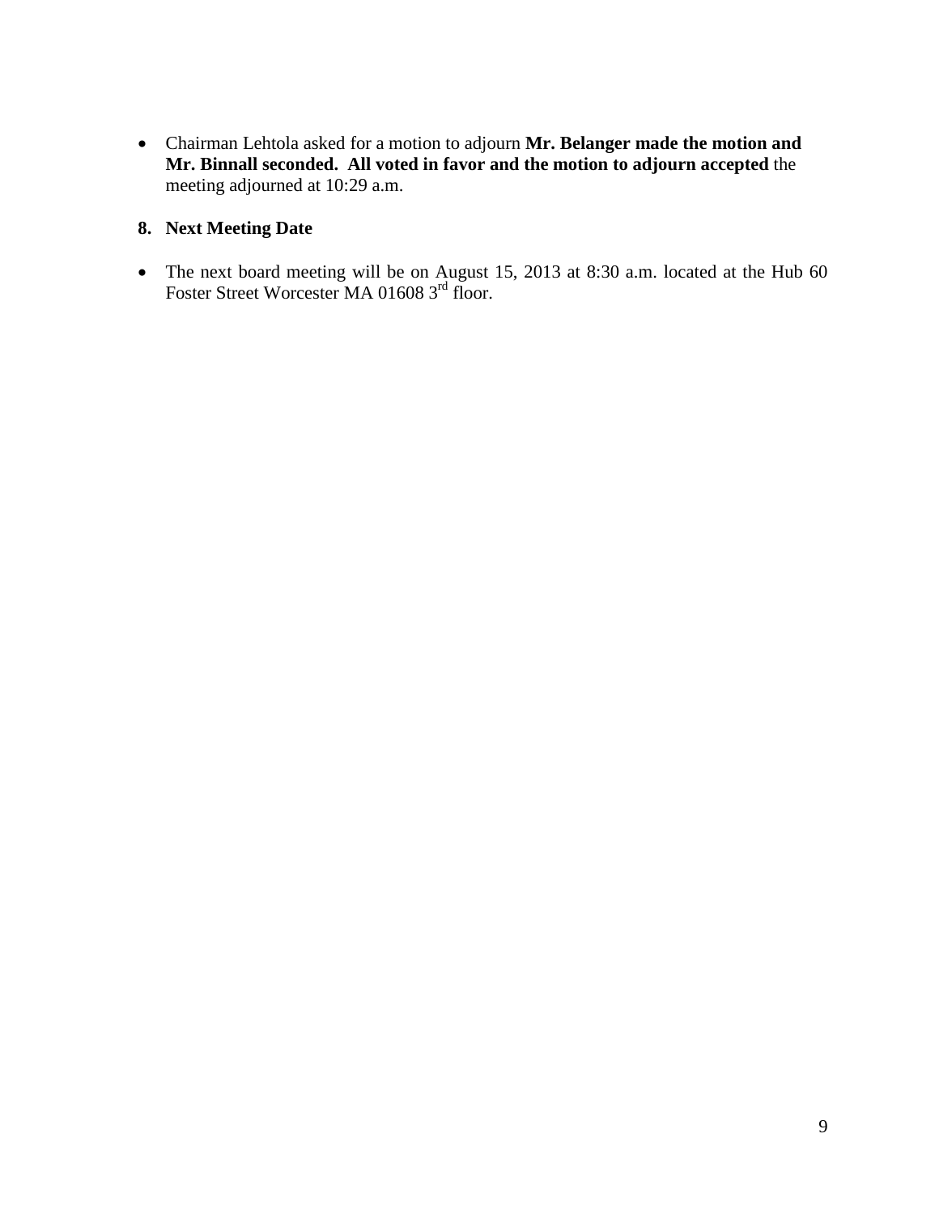- Chairman Lehtola asked for a motion to adjourn **Mr. Belanger made the motion and Mr. Binnall seconded. All voted in favor and the motion to adjourn accepted** the meeting adjourned at 10:29 a.m.

## 8. Next Meeting Date

- The next board meeting will be on August 15, 2013 at 8:30 a.m. located at the Hub 60 Foster Street Worcester MA 01608 3rd floor.